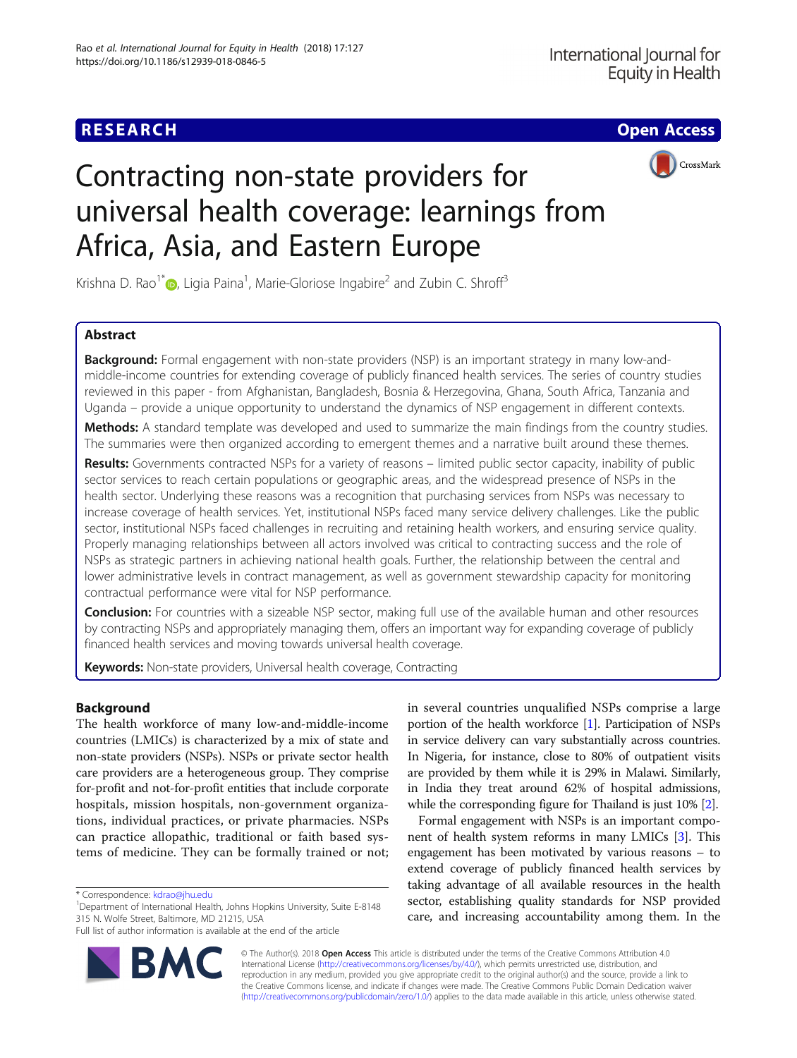RESEARCH | Open Access

# Contracting non-state providers for universal health coverage: learnings from Africa, Asia, and Eastern Europe

Krishna D. Rao[1*], Ligia Paina[1], Marie-Gloriose Ingabire[2] and Zubin C. Shroff[3]

## Abstract

**Background:** Formal engagement with non-state providers (NSP) is an important strategy in many low-and-middle-income countries for extending coverage of publicly financed health services. The series of country studies reviewed in this paper - from Afghanistan, Bangladesh, Bosnia & Herzegovina, Ghana, South Africa, Tanzania and Uganda – provide a unique opportunity to understand the dynamics of NSP engagement in different contexts.

**Methods:** A standard template was developed and used to summarize the main findings from the country studies. The summaries were then organized according to emergent themes and a narrative built around these themes.

**Results:** Governments contracted NSPs for a variety of reasons – limited public sector capacity, inability of public sector services to reach certain populations or geographic areas, and the widespread presence of NSPs in the health sector. Underlying these reasons was a recognition that purchasing services from NSPs was necessary to increase coverage of health services. Yet, institutional NSPs faced many service delivery challenges. Like the public sector, institutional NSPs faced challenges in recruiting and retaining health workers, and ensuring service quality. Properly managing relationships between all actors involved was critical to contracting success and the role of NSPs as strategic partners in achieving national health goals. Further, the relationship between the central and lower administrative levels in contract management, as well as government stewardship capacity for monitoring contractual performance were vital for NSP performance.

**Conclusion:** For countries with a sizeable NSP sector, making full use of the available human and other resources by contracting NSPs and appropriately managing them, offers an important way for expanding coverage of publicly financed health services and moving towards universal health coverage.

**Keywords:** Non-state providers, Universal health coverage, Contracting

## Background

The health workforce of many low-and-middle-income countries (LMICs) is characterized by a mix of state and non-state providers (NSPs). NSPs or private sector health care providers are a heterogeneous group. They comprise for-profit and not-for-profit entities that include corporate hospitals, mission hospitals, non-government organizations, individual practices, or private pharmacies. NSPs can practice allopathic, traditional or faith based systems of medicine. They can be formally trained or not; in several countries unqualified NSPs comprise a large portion of the health workforce [1]. Participation of NSPs in service delivery can vary substantially across countries. In Nigeria, for instance, close to 80% of outpatient visits are provided by them while it is 29% in Malawi. Similarly, in India they treat around 62% of hospital admissions, while the corresponding figure for Thailand is just 10% [2].

Formal engagement with NSPs is an important component of health system reforms in many LMICs [3]. This engagement has been motivated by various reasons – to extend coverage of publicly financed health services by taking advantage of all available resources in the health sector, establishing quality standards for NSP provided care, and increasing accountability among them. In the

* Correspondence: kdrao@jhu.edu
[1]Department of International Health, Johns Hopkins University, Suite E-8148 315 N. Wolfe Street, Baltimore, MD 21215, USA
Full list of author information is available at the end of the article

© The Author(s). 2018 **Open Access** This article is distributed under the terms of the Creative Commons Attribution 4.0 International License (http://creativecommons.org/licenses/by/4.0/), which permits unrestricted use, distribution, and reproduction in any medium, provided you give appropriate credit to the original author(s) and the source, provide a link to the Creative Commons license, and indicate if changes were made. The Creative Commons Public Domain Dedication waiver (http://creativecommons.org/publicdomain/zero/1.0/) applies to the data made available in this article, unless otherwise stated.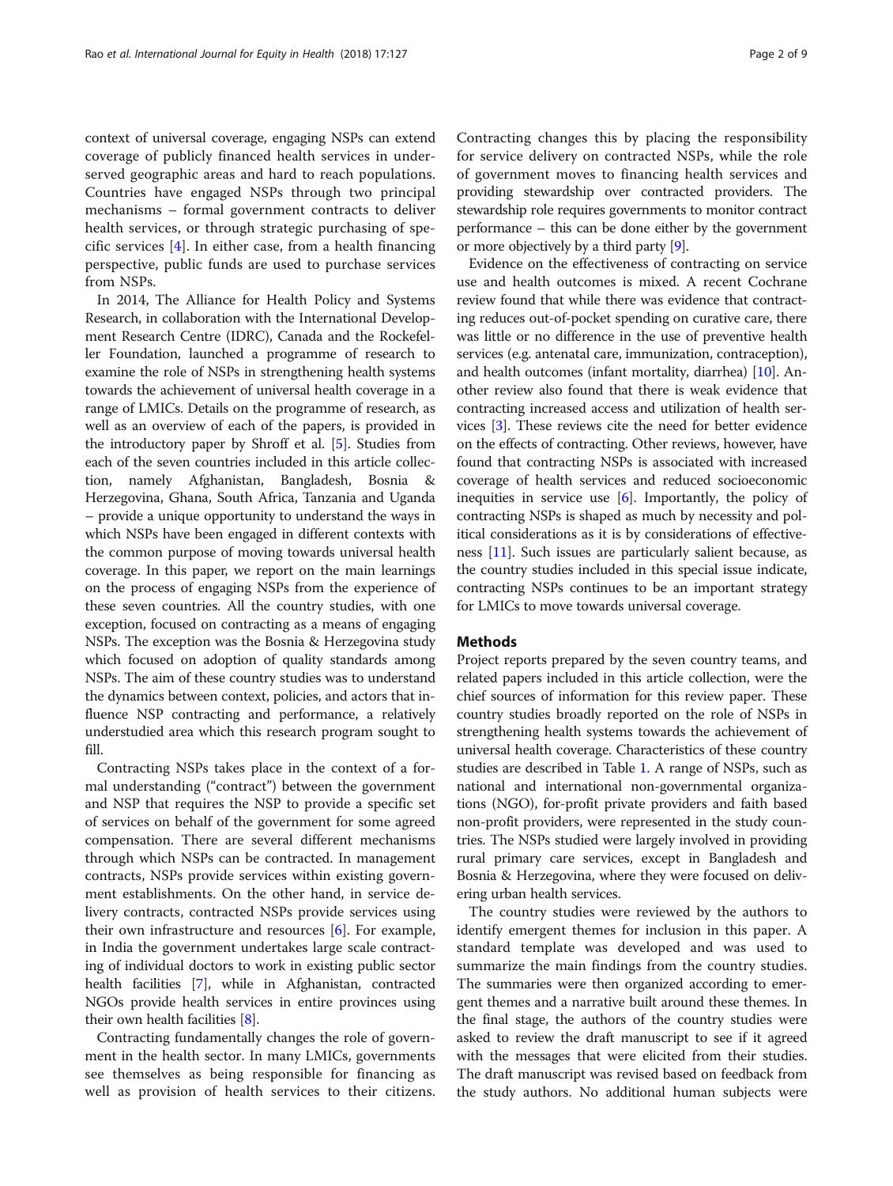context of universal coverage, engaging NSPs can extend coverage of publicly financed health services in underserved geographic areas and hard to reach populations. Countries have engaged NSPs through two principal mechanisms – formal government contracts to deliver health services, or through strategic purchasing of specific services [4]. In either case, from a health financing perspective, public funds are used to purchase services from NSPs.

In 2014, The Alliance for Health Policy and Systems Research, in collaboration with the International Development Research Centre (IDRC), Canada and the Rockefeller Foundation, launched a programme of research to examine the role of NSPs in strengthening health systems towards the achievement of universal health coverage in a range of LMICs. Details on the programme of research, as well as an overview of each of the papers, is provided in the introductory paper by Shroff et al. [5]. Studies from each of the seven countries included in this article collection, namely Afghanistan, Bangladesh, Bosnia & Herzegovina, Ghana, South Africa, Tanzania and Uganda – provide a unique opportunity to understand the ways in which NSPs have been engaged in different contexts with the common purpose of moving towards universal health coverage. In this paper, we report on the main learnings on the process of engaging NSPs from the experience of these seven countries. All the country studies, with one exception, focused on contracting as a means of engaging NSPs. The exception was the Bosnia & Herzegovina study which focused on adoption of quality standards among NSPs. The aim of these country studies was to understand the dynamics between context, policies, and actors that influence NSP contracting and performance, a relatively understudied area which this research program sought to fill.

Contracting NSPs takes place in the context of a formal understanding ("contract") between the government and NSP that requires the NSP to provide a specific set of services on behalf of the government for some agreed compensation. There are several different mechanisms through which NSPs can be contracted. In management contracts, NSPs provide services within existing government establishments. On the other hand, in service delivery contracts, contracted NSPs provide services using their own infrastructure and resources [6]. For example, in India the government undertakes large scale contracting of individual doctors to work in existing public sector health facilities [7], while in Afghanistan, contracted NGOs provide health services in entire provinces using their own health facilities [8].

Contracting fundamentally changes the role of government in the health sector. In many LMICs, governments see themselves as being responsible for financing as well as provision of health services to their citizens. Contracting changes this by placing the responsibility for service delivery on contracted NSPs, while the role of government moves to financing health services and providing stewardship over contracted providers. The stewardship role requires governments to monitor contract performance – this can be done either by the government or more objectively by a third party [9].

Evidence on the effectiveness of contracting on service use and health outcomes is mixed. A recent Cochrane review found that while there was evidence that contracting reduces out-of-pocket spending on curative care, there was little or no difference in the use of preventive health services (e.g. antenatal care, immunization, contraception), and health outcomes (infant mortality, diarrhea) [10]. Another review also found that there is weak evidence that contracting increased access and utilization of health services [3]. These reviews cite the need for better evidence on the effects of contracting. Other reviews, however, have found that contracting NSPs is associated with increased coverage of health services and reduced socioeconomic inequities in service use [6]. Importantly, the policy of contracting NSPs is shaped as much by necessity and political considerations as it is by considerations of effectiveness [11]. Such issues are particularly salient because, as the country studies included in this special issue indicate, contracting NSPs continues to be an important strategy for LMICs to move towards universal coverage.

## Methods

Project reports prepared by the seven country teams, and related papers included in this article collection, were the chief sources of information for this review paper. These country studies broadly reported on the role of NSPs in strengthening health systems towards the achievement of universal health coverage. Characteristics of these country studies are described in Table 1. A range of NSPs, such as national and international non-governmental organizations (NGO), for-profit private providers and faith based non-profit providers, were represented in the study countries. The NSPs studied were largely involved in providing rural primary care services, except in Bangladesh and Bosnia & Herzegovina, where they were focused on delivering urban health services.

The country studies were reviewed by the authors to identify emergent themes for inclusion in this paper. A standard template was developed and was used to summarize the main findings from the country studies. The summaries were then organized according to emergent themes and a narrative built around these themes. In the final stage, the authors of the country studies were asked to review the draft manuscript to see if it agreed with the messages that were elicited from their studies. The draft manuscript was revised based on feedback from the study authors. No additional human subjects were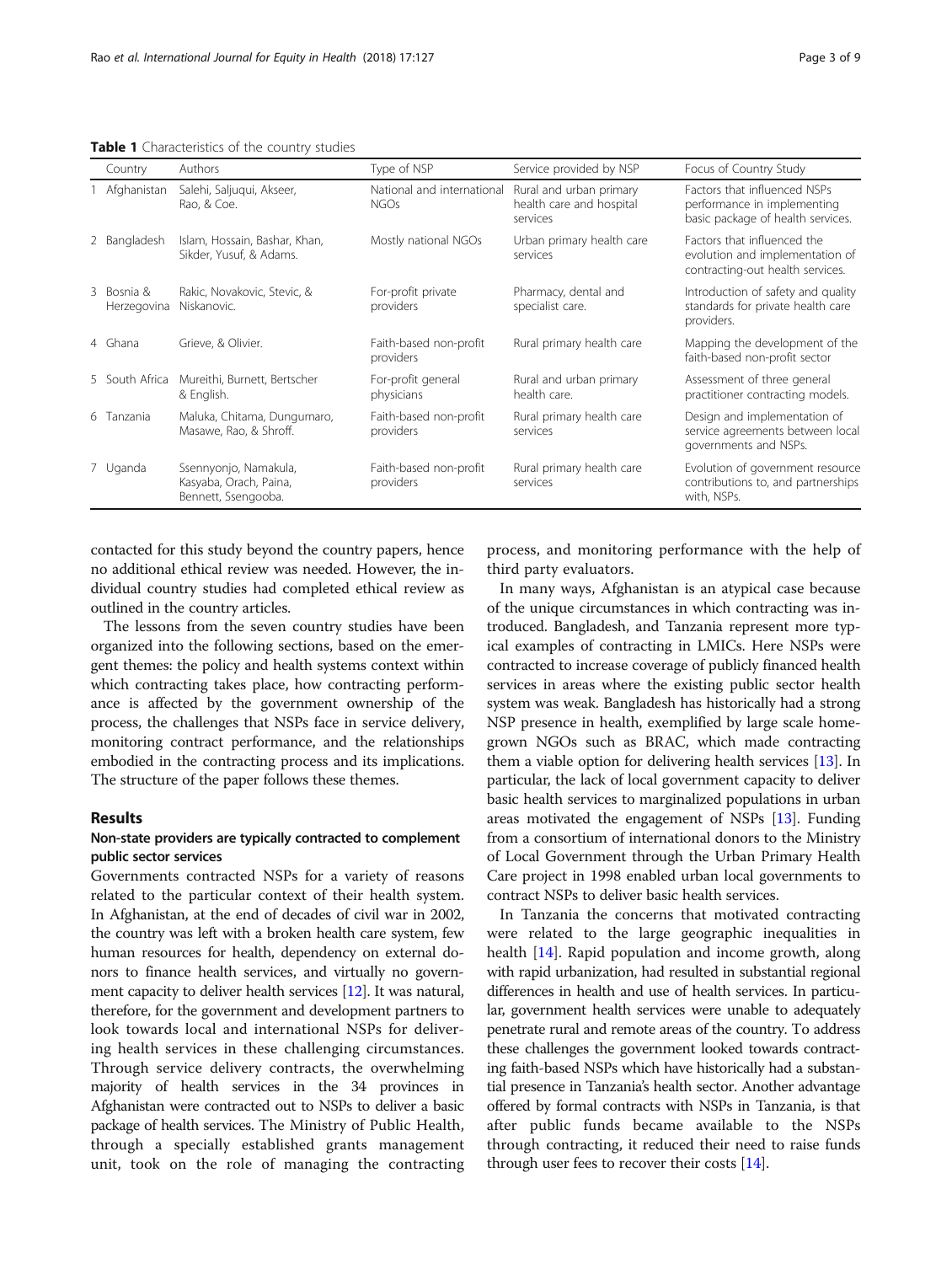**Table 1** Characteristics of the country studies

| | Country | Authors | Type of NSP | Service provided by NSP | Focus of Country Study |
|---|---|---|---|---|---|
| 1 | Afghanistan | Salehi, Saljuqui, Akseer, Rao, & Coe. | National and international NGOs | Rural and urban primary health care and hospital services | Factors that influenced NSPs performance in implementing basic package of health services. |
| 2 | Bangladesh | Islam, Hossain, Bashar, Khan, Sikder, Yusuf, & Adams. | Mostly national NGOs | Urban primary health care services | Factors that influenced the evolution and implementation of contracting-out health services. |
| 3 | Bosnia & Herzegovina | Rakic, Novakovic, Stevic, & Niskanovic. | For-profit private providers | Pharmacy, dental and specialist care. | Introduction of safety and quality standards for private health care providers. |
| 4 | Ghana | Grieve, & Olivier. | Faith-based non-profit providers | Rural primary health care | Mapping the development of the faith-based non-profit sector |
| 5 | South Africa | Mureithi, Burnett, Bertscher & English. | For-profit general physicians | Rural and urban primary health care. | Assessment of three general practitioner contracting models. |
| 6 | Tanzania | Maluka, Chitama, Dungumaro, Masawe, Rao, & Shroff. | Faith-based non-profit providers | Rural primary health care services | Design and implementation of service agreements between local governments and NSPs. |
| 7 | Uganda | Ssennyonjo, Namakula, Kasyaba, Orach, Paina, Bennett, Ssengooba. | Faith-based non-profit providers | Rural primary health care services | Evolution of government resource contributions to, and partnerships with, NSPs. |

contacted for this study beyond the country papers, hence no additional ethical review was needed. However, the individual country studies had completed ethical review as outlined in the country articles.

The lessons from the seven country studies have been organized into the following sections, based on the emergent themes: the policy and health systems context within which contracting takes place, how contracting performance is affected by the government ownership of the process, the challenges that NSPs face in service delivery, monitoring contract performance, and the relationships embodied in the contracting process and its implications. The structure of the paper follows these themes.

## Results

### Non-state providers are typically contracted to complement public sector services

Governments contracted NSPs for a variety of reasons related to the particular context of their health system. In Afghanistan, at the end of decades of civil war in 2002, the country was left with a broken health care system, few human resources for health, dependency on external donors to finance health services, and virtually no government capacity to deliver health services [12]. It was natural, therefore, for the government and development partners to look towards local and international NSPs for delivering health services in these challenging circumstances. Through service delivery contracts, the overwhelming majority of health services in the 34 provinces in Afghanistan were contracted out to NSPs to deliver a basic package of health services. The Ministry of Public Health, through a specially established grants management unit, took on the role of managing the contracting process, and monitoring performance with the help of third party evaluators.

In many ways, Afghanistan is an atypical case because of the unique circumstances in which contracting was introduced. Bangladesh, and Tanzania represent more typical examples of contracting in LMICs. Here NSPs were contracted to increase coverage of publicly financed health services in areas where the existing public sector health system was weak. Bangladesh has historically had a strong NSP presence in health, exemplified by large scale homegrown NGOs such as BRAC, which made contracting them a viable option for delivering health services [13]. In particular, the lack of local government capacity to deliver basic health services to marginalized populations in urban areas motivated the engagement of NSPs [13]. Funding from a consortium of international donors to the Ministry of Local Government through the Urban Primary Health Care project in 1998 enabled urban local governments to contract NSPs to deliver basic health services.

In Tanzania the concerns that motivated contracting were related to the large geographic inequalities in health [14]. Rapid population and income growth, along with rapid urbanization, had resulted in substantial regional differences in health and use of health services. In particular, government health services were unable to adequately penetrate rural and remote areas of the country. To address these challenges the government looked towards contracting faith-based NSPs which have historically had a substantial presence in Tanzania's health sector. Another advantage offered by formal contracts with NSPs in Tanzania, is that after public funds became available to the NSPs through contracting, it reduced their need to raise funds through user fees to recover their costs [14].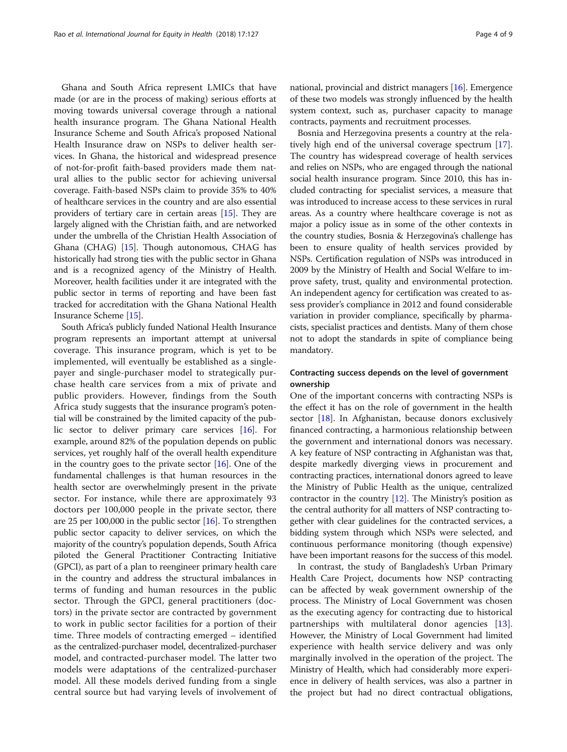Ghana and South Africa represent LMICs that have made (or are in the process of making) serious efforts at moving towards universal coverage through a national health insurance program. The Ghana National Health Insurance Scheme and South Africa's proposed National Health Insurance draw on NSPs to deliver health services. In Ghana, the historical and widespread presence of not-for-profit faith-based providers made them natural allies to the public sector for achieving universal coverage. Faith-based NSPs claim to provide 35% to 40% of healthcare services in the country and are also essential providers of tertiary care in certain areas [15]. They are largely aligned with the Christian faith, and are networked under the umbrella of the Christian Health Association of Ghana (CHAG) [15]. Though autonomous, CHAG has historically had strong ties with the public sector in Ghana and is a recognized agency of the Ministry of Health. Moreover, health facilities under it are integrated with the public sector in terms of reporting and have been fast tracked for accreditation with the Ghana National Health Insurance Scheme [15].

South Africa's publicly funded National Health Insurance program represents an important attempt at universal coverage. This insurance program, which is yet to be implemented, will eventually be established as a single-payer and single-purchaser model to strategically purchase health care services from a mix of private and public providers. However, findings from the South Africa study suggests that the insurance program's potential will be constrained by the limited capacity of the public sector to deliver primary care services [16]. For example, around 82% of the population depends on public services, yet roughly half of the overall health expenditure in the country goes to the private sector [16]. One of the fundamental challenges is that human resources in the health sector are overwhelmingly present in the private sector. For instance, while there are approximately 93 doctors per 100,000 people in the private sector, there are 25 per 100,000 in the public sector [16]. To strengthen public sector capacity to deliver services, on which the majority of the country's population depends, South Africa piloted the General Practitioner Contracting Initiative (GPCI), as part of a plan to reengineer primary health care in the country and address the structural imbalances in terms of funding and human resources in the public sector. Through the GPCI, general practitioners (doctors) in the private sector are contracted by government to work in public sector facilities for a portion of their time. Three models of contracting emerged – identified as the centralized-purchaser model, decentralized-purchaser model, and contracted-purchaser model. The latter two models were adaptations of the centralized-purchaser model. All these models derived funding from a single central source but had varying levels of involvement of national, provincial and district managers [16]. Emergence of these two models was strongly influenced by the health system context, such as, purchaser capacity to manage contracts, payments and recruitment processes.

Bosnia and Herzegovina presents a country at the relatively high end of the universal coverage spectrum [17]. The country has widespread coverage of health services and relies on NSPs, who are engaged through the national social health insurance program. Since 2010, this has included contracting for specialist services, a measure that was introduced to increase access to these services in rural areas. As a country where healthcare coverage is not as major a policy issue as in some of the other contexts in the country studies, Bosnia & Herzegovina's challenge has been to ensure quality of health services provided by NSPs. Certification regulation of NSPs was introduced in 2009 by the Ministry of Health and Social Welfare to improve safety, trust, quality and environmental protection. An independent agency for certification was created to assess provider's compliance in 2012 and found considerable variation in provider compliance, specifically by pharmacists, specialist practices and dentists. Many of them chose not to adopt the standards in spite of compliance being mandatory.

### Contracting success depends on the level of government ownership

One of the important concerns with contracting NSPs is the effect it has on the role of government in the health sector [18]. In Afghanistan, because donors exclusively financed contracting, a harmonious relationship between the government and international donors was necessary. A key feature of NSP contracting in Afghanistan was that, despite markedly diverging views in procurement and contracting practices, international donors agreed to leave the Ministry of Public Health as the unique, centralized contractor in the country [12]. The Ministry's position as the central authority for all matters of NSP contracting together with clear guidelines for the contracted services, a bidding system through which NSPs were selected, and continuous performance monitoring (though expensive) have been important reasons for the success of this model.

In contrast, the study of Bangladesh's Urban Primary Health Care Project, documents how NSP contracting can be affected by weak government ownership of the process. The Ministry of Local Government was chosen as the executing agency for contracting due to historical partnerships with multilateral donor agencies [13]. However, the Ministry of Local Government had limited experience with health service delivery and was only marginally involved in the operation of the project. The Ministry of Health, which had considerably more experience in delivery of health services, was also a partner in the project but had no direct contractual obligations,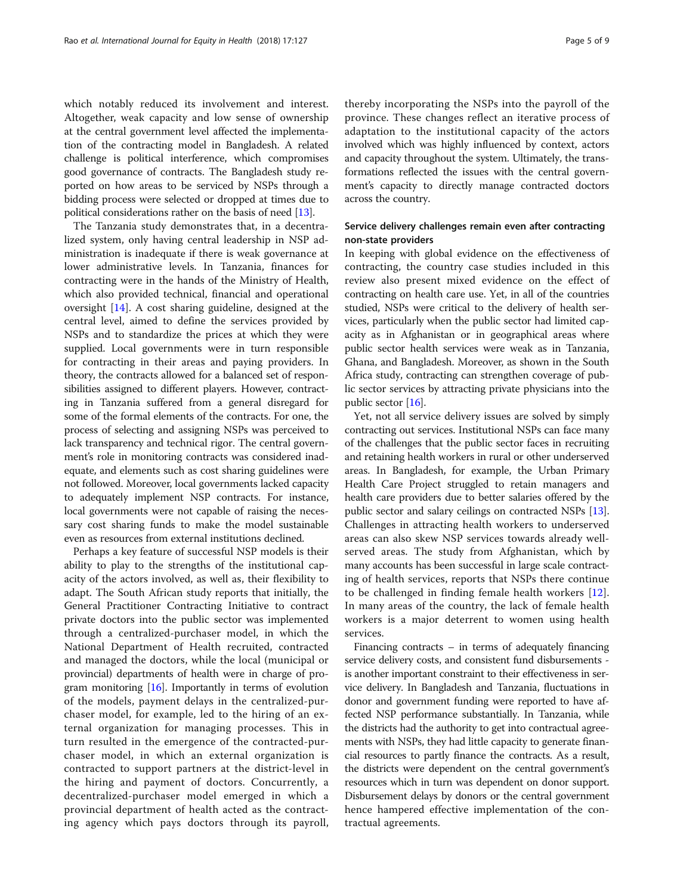which notably reduced its involvement and interest. Altogether, weak capacity and low sense of ownership at the central government level affected the implementation of the contracting model in Bangladesh. A related challenge is political interference, which compromises good governance of contracts. The Bangladesh study reported on how areas to be serviced by NSPs through a bidding process were selected or dropped at times due to political considerations rather on the basis of need [13].

The Tanzania study demonstrates that, in a decentralized system, only having central leadership in NSP administration is inadequate if there is weak governance at lower administrative levels. In Tanzania, finances for contracting were in the hands of the Ministry of Health, which also provided technical, financial and operational oversight [14]. A cost sharing guideline, designed at the central level, aimed to define the services provided by NSPs and to standardize the prices at which they were supplied. Local governments were in turn responsible for contracting in their areas and paying providers. In theory, the contracts allowed for a balanced set of responsibilities assigned to different players. However, contracting in Tanzania suffered from a general disregard for some of the formal elements of the contracts. For one, the process of selecting and assigning NSPs was perceived to lack transparency and technical rigor. The central government's role in monitoring contracts was considered inadequate, and elements such as cost sharing guidelines were not followed. Moreover, local governments lacked capacity to adequately implement NSP contracts. For instance, local governments were not capable of raising the necessary cost sharing funds to make the model sustainable even as resources from external institutions declined.

Perhaps a key feature of successful NSP models is their ability to play to the strengths of the institutional capacity of the actors involved, as well as, their flexibility to adapt. The South African study reports that initially, the General Practitioner Contracting Initiative to contract private doctors into the public sector was implemented through a centralized-purchaser model, in which the National Department of Health recruited, contracted and managed the doctors, while the local (municipal or provincial) departments of health were in charge of program monitoring [16]. Importantly in terms of evolution of the models, payment delays in the centralized-purchaser model, for example, led to the hiring of an external organization for managing processes. This in turn resulted in the emergence of the contracted-purchaser model, in which an external organization is contracted to support partners at the district-level in the hiring and payment of doctors. Concurrently, a decentralized-purchaser model emerged in which a provincial department of health acted as the contracting agency which pays doctors through its payroll, thereby incorporating the NSPs into the payroll of the province. These changes reflect an iterative process of adaptation to the institutional capacity of the actors involved which was highly influenced by context, actors and capacity throughout the system. Ultimately, the transformations reflected the issues with the central government's capacity to directly manage contracted doctors across the country.

### Service delivery challenges remain even after contracting non-state providers

In keeping with global evidence on the effectiveness of contracting, the country case studies included in this review also present mixed evidence on the effect of contracting on health care use. Yet, in all of the countries studied, NSPs were critical to the delivery of health services, particularly when the public sector had limited capacity as in Afghanistan or in geographical areas where public sector health services were weak as in Tanzania, Ghana, and Bangladesh. Moreover, as shown in the South Africa study, contracting can strengthen coverage of public sector services by attracting private physicians into the public sector [16].

Yet, not all service delivery issues are solved by simply contracting out services. Institutional NSPs can face many of the challenges that the public sector faces in recruiting and retaining health workers in rural or other underserved areas. In Bangladesh, for example, the Urban Primary Health Care Project struggled to retain managers and health care providers due to better salaries offered by the public sector and salary ceilings on contracted NSPs [13]. Challenges in attracting health workers to underserved areas can also skew NSP services towards already well-served areas. The study from Afghanistan, which by many accounts has been successful in large scale contracting of health services, reports that NSPs there continue to be challenged in finding female health workers [12]. In many areas of the country, the lack of female health workers is a major deterrent to women using health services.

Financing contracts – in terms of adequately financing service delivery costs, and consistent fund disbursements - is another important constraint to their effectiveness in service delivery. In Bangladesh and Tanzania, fluctuations in donor and government funding were reported to have affected NSP performance substantially. In Tanzania, while the districts had the authority to get into contractual agreements with NSPs, they had little capacity to generate financial resources to partly finance the contracts. As a result, the districts were dependent on the central government's resources which in turn was dependent on donor support. Disbursement delays by donors or the central government hence hampered effective implementation of the contractual agreements.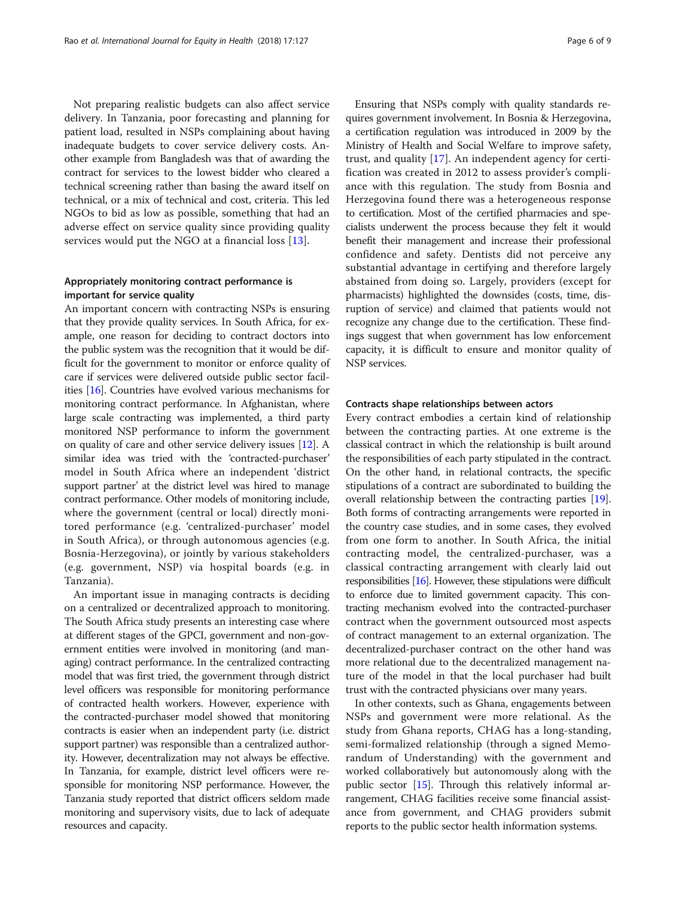Not preparing realistic budgets can also affect service delivery. In Tanzania, poor forecasting and planning for patient load, resulted in NSPs complaining about having inadequate budgets to cover service delivery costs. Another example from Bangladesh was that of awarding the contract for services to the lowest bidder who cleared a technical screening rather than basing the award itself on technical, or a mix of technical and cost, criteria. This led NGOs to bid as low as possible, something that had an adverse effect on service quality since providing quality services would put the NGO at a financial loss [13].

### Appropriately monitoring contract performance is important for service quality

An important concern with contracting NSPs is ensuring that they provide quality services. In South Africa, for example, one reason for deciding to contract doctors into the public system was the recognition that it would be difficult for the government to monitor or enforce quality of care if services were delivered outside public sector facilities [16]. Countries have evolved various mechanisms for monitoring contract performance. In Afghanistan, where large scale contracting was implemented, a third party monitored NSP performance to inform the government on quality of care and other service delivery issues [12]. A similar idea was tried with the 'contracted-purchaser' model in South Africa where an independent 'district support partner' at the district level was hired to manage contract performance. Other models of monitoring include, where the government (central or local) directly monitored performance (e.g. 'centralized-purchaser' model in South Africa), or through autonomous agencies (e.g. Bosnia-Herzegovina), or jointly by various stakeholders (e.g. government, NSP) via hospital boards (e.g. in Tanzania).

An important issue in managing contracts is deciding on a centralized or decentralized approach to monitoring. The South Africa study presents an interesting case where at different stages of the GPCI, government and non-government entities were involved in monitoring (and managing) contract performance. In the centralized contracting model that was first tried, the government through district level officers was responsible for monitoring performance of contracted health workers. However, experience with the contracted-purchaser model showed that monitoring contracts is easier when an independent party (i.e. district support partner) was responsible than a centralized authority. However, decentralization may not always be effective. In Tanzania, for example, district level officers were responsible for monitoring NSP performance. However, the Tanzania study reported that district officers seldom made monitoring and supervisory visits, due to lack of adequate resources and capacity.

Ensuring that NSPs comply with quality standards requires government involvement. In Bosnia & Herzegovina, a certification regulation was introduced in 2009 by the Ministry of Health and Social Welfare to improve safety, trust, and quality [17]. An independent agency for certification was created in 2012 to assess provider's compliance with this regulation. The study from Bosnia and Herzegovina found there was a heterogeneous response to certification. Most of the certified pharmacies and specialists underwent the process because they felt it would benefit their management and increase their professional confidence and safety. Dentists did not perceive any substantial advantage in certifying and therefore largely abstained from doing so. Largely, providers (except for pharmacists) highlighted the downsides (costs, time, disruption of service) and claimed that patients would not recognize any change due to the certification. These findings suggest that when government has low enforcement capacity, it is difficult to ensure and monitor quality of NSP services.

### Contracts shape relationships between actors

Every contract embodies a certain kind of relationship between the contracting parties. At one extreme is the classical contract in which the relationship is built around the responsibilities of each party stipulated in the contract. On the other hand, in relational contracts, the specific stipulations of a contract are subordinated to building the overall relationship between the contracting parties [19]. Both forms of contracting arrangements were reported in the country case studies, and in some cases, they evolved from one form to another. In South Africa, the initial contracting model, the centralized-purchaser, was a classical contracting arrangement with clearly laid out responsibilities [16]. However, these stipulations were difficult to enforce due to limited government capacity. This contracting mechanism evolved into the contracted-purchaser contract when the government outsourced most aspects of contract management to an external organization. The decentralized-purchaser contract on the other hand was more relational due to the decentralized management nature of the model in that the local purchaser had built trust with the contracted physicians over many years.

In other contexts, such as Ghana, engagements between NSPs and government were more relational. As the study from Ghana reports, CHAG has a long-standing, semi-formalized relationship (through a signed Memorandum of Understanding) with the government and worked collaboratively but autonomously along with the public sector [15]. Through this relatively informal arrangement, CHAG facilities receive some financial assistance from government, and CHAG providers submit reports to the public sector health information systems.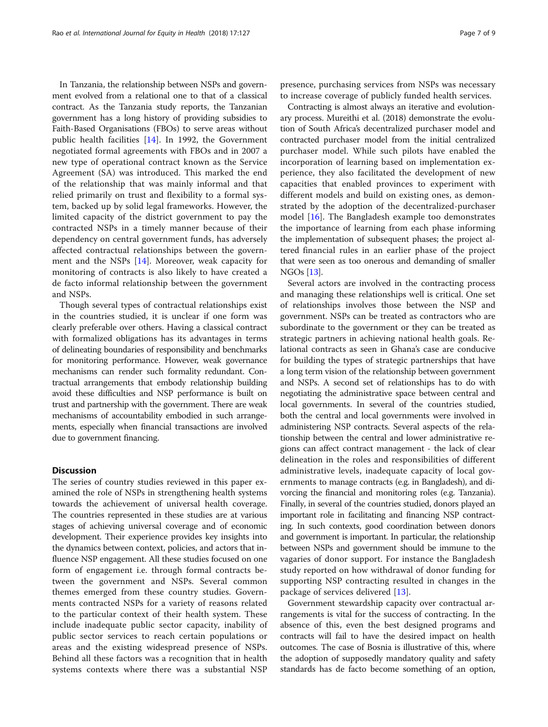In Tanzania, the relationship between NSPs and government evolved from a relational one to that of a classical contract. As the Tanzania study reports, the Tanzanian government has a long history of providing subsidies to Faith-Based Organisations (FBOs) to serve areas without public health facilities [14]. In 1992, the Government negotiated formal agreements with FBOs and in 2007 a new type of operational contract known as the Service Agreement (SA) was introduced. This marked the end of the relationship that was mainly informal and that relied primarily on trust and flexibility to a formal system, backed up by solid legal frameworks. However, the limited capacity of the district government to pay the contracted NSPs in a timely manner because of their dependency on central government funds, has adversely affected contractual relationships between the government and the NSPs [14]. Moreover, weak capacity for monitoring of contracts is also likely to have created a de facto informal relationship between the government and NSPs.

Though several types of contractual relationships exist in the countries studied, it is unclear if one form was clearly preferable over others. Having a classical contract with formalized obligations has its advantages in terms of delineating boundaries of responsibility and benchmarks for monitoring performance. However, weak governance mechanisms can render such formality redundant. Contractual arrangements that embody relationship building avoid these difficulties and NSP performance is built on trust and partnership with the government. There are weak mechanisms of accountability embodied in such arrangements, especially when financial transactions are involved due to government financing.

## Discussion

The series of country studies reviewed in this paper examined the role of NSPs in strengthening health systems towards the achievement of universal health coverage. The countries represented in these studies are at various stages of achieving universal coverage and of economic development. Their experience provides key insights into the dynamics between context, policies, and actors that influence NSP engagement. All these studies focused on one form of engagement i.e. through formal contracts between the government and NSPs. Several common themes emerged from these country studies. Governments contracted NSPs for a variety of reasons related to the particular context of their health system. These include inadequate public sector capacity, inability of public sector services to reach certain populations or areas and the existing widespread presence of NSPs. Behind all these factors was a recognition that in health systems contexts where there was a substantial NSP presence, purchasing services from NSPs was necessary to increase coverage of publicly funded health services.

Contracting is almost always an iterative and evolutionary process. Mureithi et al. (2018) demonstrate the evolution of South Africa's decentralized purchaser model and contracted purchaser model from the initial centralized purchaser model. While such pilots have enabled the incorporation of learning based on implementation experience, they also facilitated the development of new capacities that enabled provinces to experiment with different models and build on existing ones, as demonstrated by the adoption of the decentralized-purchaser model [16]. The Bangladesh example too demonstrates the importance of learning from each phase informing the implementation of subsequent phases; the project altered financial rules in an earlier phase of the project that were seen as too onerous and demanding of smaller NGOs [13].

Several actors are involved in the contracting process and managing these relationships well is critical. One set of relationships involves those between the NSP and government. NSPs can be treated as contractors who are subordinate to the government or they can be treated as strategic partners in achieving national health goals. Relational contracts as seen in Ghana's case are conducive for building the types of strategic partnerships that have a long term vision of the relationship between government and NSPs. A second set of relationships has to do with negotiating the administrative space between central and local governments. In several of the countries studied, both the central and local governments were involved in administering NSP contracts. Several aspects of the relationship between the central and lower administrative regions can affect contract management - the lack of clear delineation in the roles and responsibilities of different administrative levels, inadequate capacity of local governments to manage contracts (e.g. in Bangladesh), and divorcing the financial and monitoring roles (e.g. Tanzania). Finally, in several of the countries studied, donors played an important role in facilitating and financing NSP contracting. In such contexts, good coordination between donors and government is important. In particular, the relationship between NSPs and government should be immune to the vagaries of donor support. For instance the Bangladesh study reported on how withdrawal of donor funding for supporting NSP contracting resulted in changes in the package of services delivered [13].

Government stewardship capacity over contractual arrangements is vital for the success of contracting. In the absence of this, even the best designed programs and contracts will fail to have the desired impact on health outcomes. The case of Bosnia is illustrative of this, where the adoption of supposedly mandatory quality and safety standards has de facto become something of an option,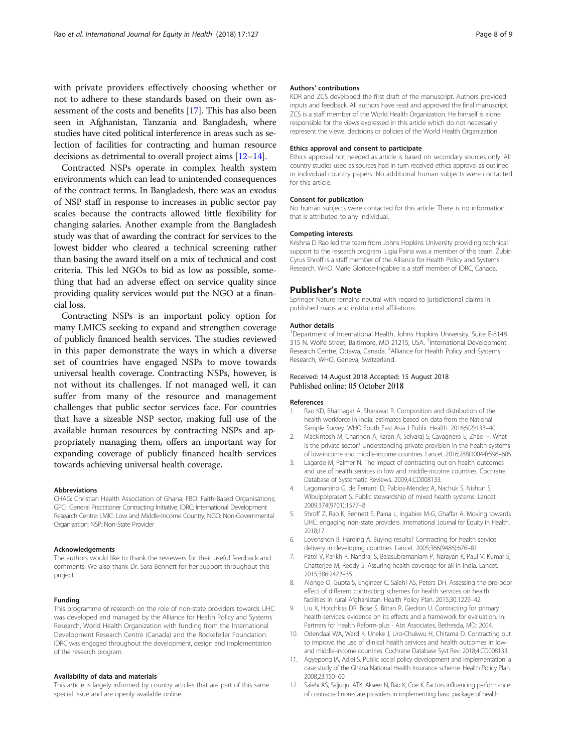with private providers effectively choosing whether or not to adhere to these standards based on their own assessment of the costs and benefits [17]. This has also been seen in Afghanistan, Tanzania and Bangladesh, where studies have cited political interference in areas such as selection of facilities for contracting and human resource decisions as detrimental to overall project aims [12–14].

Contracted NSPs operate in complex health system environments which can lead to unintended consequences of the contract terms. In Bangladesh, there was an exodus of NSP staff in response to increases in public sector pay scales because the contracts allowed little flexibility for changing salaries. Another example from the Bangladesh study was that of awarding the contract for services to the lowest bidder who cleared a technical screening rather than basing the award itself on a mix of technical and cost criteria. This led NGOs to bid as low as possible, something that had an adverse effect on service quality since providing quality services would put the NGO at a financial loss.

Contracting NSPs is an important policy option for many LMICS seeking to expand and strengthen coverage of publicly financed health services. The studies reviewed in this paper demonstrate the ways in which a diverse set of countries have engaged NSPs to move towards universal health coverage. Contracting NSPs, however, is not without its challenges. If not managed well, it can suffer from many of the resource and management challenges that public sector services face. For countries that have a sizeable NSP sector, making full use of the available human resources by contracting NSPs and appropriately managing them, offers an important way for expanding coverage of publicly financed health services towards achieving universal health coverage.

#### Abbreviations

CHAG: Christian Health Association of Ghana; FBO: Faith-Based Organisations; GPCI: General Practitioner Contracting Initiative; IDRC: International Development Research Centre; LMIC: Low and Middle-Income Country; NGO: Non-Governmental Organization; NSP: Non-State Provider

#### Acknowledgements

The authors would like to thank the reviewers for their useful feedback and comments. We also thank Dr. Sara Bennett for her support throughout this project.

#### Funding

This programme of research on the role of non-state providers towards UHC was developed and managed by the Alliance for Health Policy and Systems Research, World Health Organization with funding from the International Development Research Centre (Canada) and the Rockefeller Foundation. IDRC was engaged throughout the development, design and implementation of the research program.

#### Availability of data and materials

This article is largely informed by country articles that are part of this same special issue and are openly available online.

#### Authors' contributions

KDR and ZCS developed the first draft of the manuscript. Authors provided inputs and feedback. All authors have read and approved the final manuscript. ZCS is a staff member of the World Health Organization. He himself is alone responsible for the views expressed in this article which do not necessarily represent the views, decisions or policies of the World Health Organization.

#### Ethics approval and consent to participate

Ethics approval not needed as article is based on secondary sources only. All country studies used as sources had in turn received ethics approval as outlined in individual country papers. No additional human subjects were contacted for this article.

#### Consent for publication

No human subjects were contacted for this article. There is no information that is attributed to any individual.

#### Competing interests

Krishna D Rao led the team from Johns Hopkins University providing technical support to the research program. Ligia Paina was a member of this team. Zubin Cyrus Shroff is a staff member of the Alliance for Health Policy and Systems Research, WHO. Marie Gloriose-Ingabire is a staff member of IDRC, Canada.

## Publisher's Note

Springer Nature remains neutral with regard to jurisdictional claims in published maps and institutional affiliations.

#### Author details

[1]Department of International Health, Johns Hopkins University, Suite E-8148 315 N. Wolfe Street, Baltimore, MD 21215, USA. [2]International Development Research Centre, Ottawa, Canada. [3]Alliance for Health Policy and Systems Research, WHO, Geneva, Switzerland.

Received: 14 August 2018 Accepted: 15 August 2018
Published online: 05 October 2018

#### References

1. Rao KD, Bhatnagar A, Sharawat R. Composition and distribution of the health workforce in India: estimates based on data from the National Sample Survey. WHO South East Asia J Public Health. 2016;5(2):133–40.
2. Mackintosh M, Channon A, Karan A, Selvaraj S, Cavagnero E, Zhao H. What is the private sector? Understanding private provision in the health systems of low-income and middle-income countries. Lancet. 2016;288(10044):596–605.
3. Lagarde M, Palmer N. The impact of contracting out on health outcomes and use of health services in low and middle-income countries. Cochrane Database of Systematic Reviews. 2009;4:CD008133.
4. Lagomarsino G, de Ferranti D, Pablos-Mendez A, Nachuk S, Nishtar S, Wibulpolprasert S. Public stewardship of mixed health systems. Lancet. 2009;374(9701):1577–8.
5. Shroff Z, Rao K, Bennett S, Paina L, Ingabire M-G, Ghaffar A. Moving towards UHC: engaging non-state providers. International Journal for Equity in Health. 2018;17
6. Lovenshon B, Harding A. Buying results? Contracting for health service delivery in developing countries. Lancet. 2005;366(9486):676–81.
7. Patel V, Parikh R, Nandraj S, Balasubramaniam P, Narayan K, Paul V, Kumar S, Chatterjee M, Reddy S. Assuring health coverage for all in India. Lancet. 2015;386:2422–35.
8. Alonge O, Gupta S, Engineer C, Salehi AS, Peters DH. Assessing the pro-poor effect of different contracting schemes for health services on health facilities in rural Afghanistan. Health Policy Plan. 2015;30:1229–42.
9. Liu X, Hotchkiss DR, Bose S, Bitran R, Giedion U. Contracting for primary health services: evidence on its effects and a framework for evaluation. In: Partners for Health Reform-plus - Abt Associates, Bethesda, MD; 2004.
10. Odendaal WA, Ward K, Uneke J, Uro-Chukwu H, Chitama D. Contracting out to improve the use of clinical health services and health outcomes in low- and middle-income countries. Cochrane Database Syst Rev. 2018;4:CD008133.
11. Agyepong IA, Adjei S. Public social policy development and implementation: a case study of the Ghana National Health Insurance scheme. Health Policy Plan. 2008;23:150–60.
12. Salehi AS, Saljuqui ATK, Akseer N, Rao K, Coe K. Factors influencing performance of contracted non-state providers in implementing basic package of health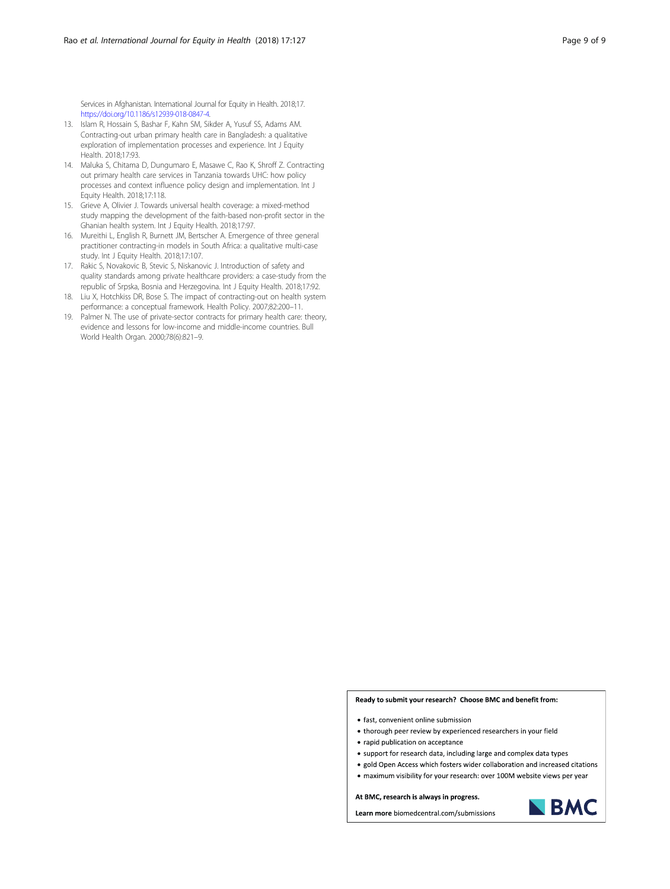Services in Afghanistan. International Journal for Equity in Health. 2018;17. https://doi.org/10.1186/s12939-018-0847-4.

13. Islam R, Hossain S, Bashar F, Kahn SM, Sikder A, Yusuf SS, Adams AM. Contracting-out urban primary health care in Bangladesh: a qualitative exploration of implementation processes and experience. Int J Equity Health. 2018;17:93.
14. Maluka S, Chitama D, Dungumaro E, Masawe C, Rao K, Shroff Z. Contracting out primary health care services in Tanzania towards UHC: how policy processes and context influence policy design and implementation. Int J Equity Health. 2018;17:118.
15. Grieve A, Olivier J. Towards universal health coverage: a mixed-method study mapping the development of the faith-based non-profit sector in the Ghanian health system. Int J Equity Health. 2018;17:97.
16. Mureithi L, English R, Burnett JM, Bertscher A. Emergence of three general practitioner contracting-in models in South Africa: a qualitative multi-case study. Int J Equity Health. 2018;17:107.
17. Rakic S, Novakovic B, Stevic S, Niskanovic J. Introduction of safety and quality standards among private healthcare providers: a case-study from the republic of Srpska, Bosnia and Herzegovina. Int J Equity Health. 2018;17:92.
18. Liu X, Hotchkiss DR, Bose S. The impact of contracting-out on health system performance: a conceptual framework. Health Policy. 2007;82:200–11.
19. Palmer N. The use of private-sector contracts for primary health care: theory, evidence and lessons for low-income and middle-income countries. Bull World Health Organ. 2000;78(6):821–9.

**Ready to submit your research? Choose BMC and benefit from:**

- fast, convenient online submission
- thorough peer review by experienced researchers in your field
- rapid publication on acceptance
- support for research data, including large and complex data types
- gold Open Access which fosters wider collaboration and increased citations
- maximum visibility for your research: over 100M website views per year

**At BMC, research is always in progress.**

**Learn more** biomedcentral.com/submissions